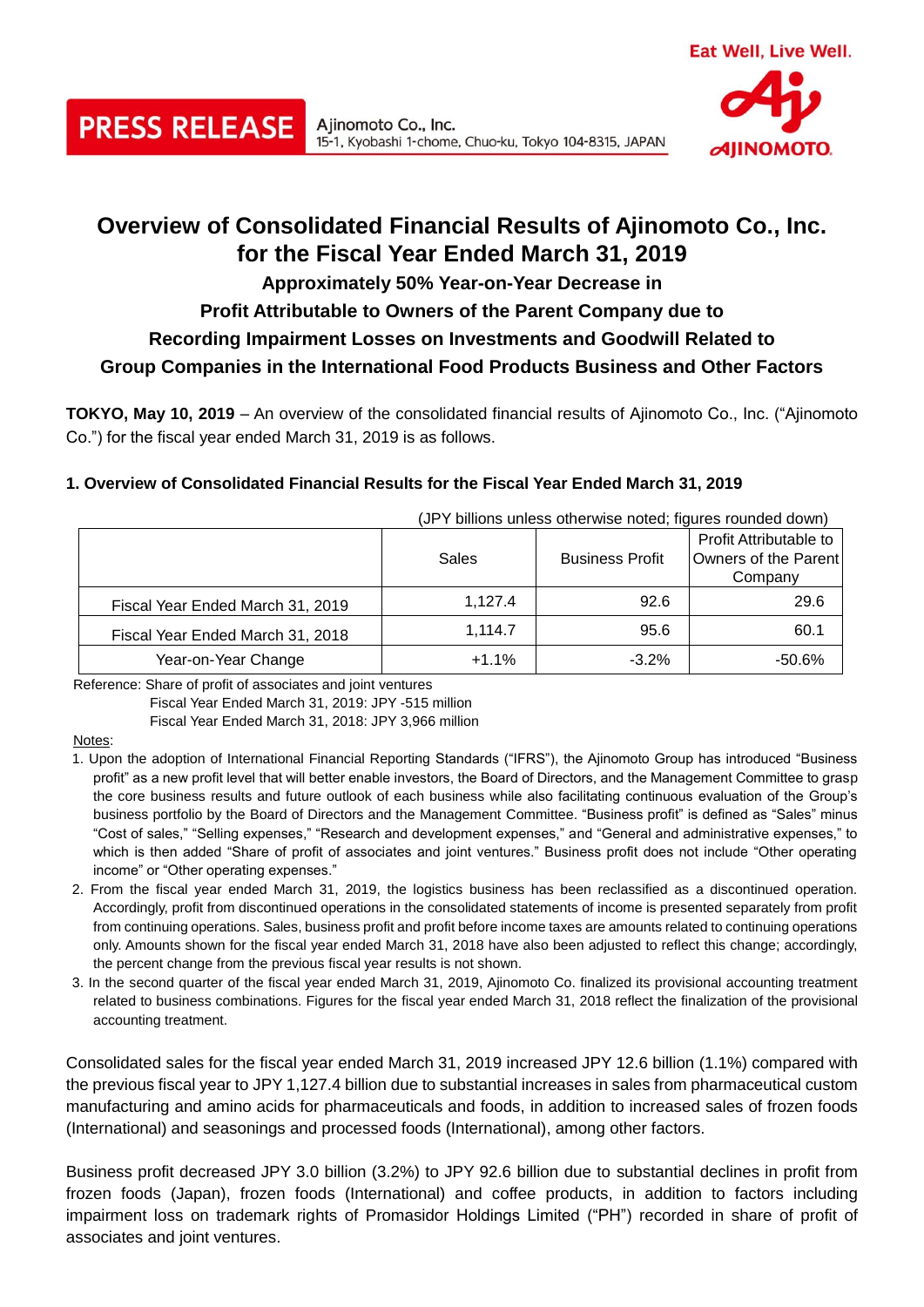PRESS RELEASE

Ajinomoto Co., Inc.
15-1, Kyobashi 1-chome, Chuo-ku, Tokyo 104-8315, JAPAN

Eat Well, Live Well.

# Overview of Consolidated Financial Results of Ajinomoto Co., Inc. for the Fiscal Year Ended March 31, 2019

### Approximately 50% Year-on-Year Decrease in Profit Attributable to Owners of the Parent Company due to Recording Impairment Losses on Investments and Goodwill Related to Group Companies in the International Food Products Business and Other Factors

**TOKYO, May 10, 2019** – An overview of the consolidated financial results of Ajinomoto Co., Inc. ("Ajinomoto Co.") for the fiscal year ended March 31, 2019 is as follows.

## 1. Overview of Consolidated Financial Results for the Fiscal Year Ended March 31, 2019

(JPY billions unless otherwise noted; figures rounded down)

| | Sales | Business Profit | Profit Attributable to Owners of the Parent Company |
|---|---|---|---|
| Fiscal Year Ended March 31, 2019 | 1,127.4 | 92.6 | 29.6 |
| Fiscal Year Ended March 31, 2018 | 1,114.7 | 95.6 | 60.1 |
| Year-on-Year Change | +1.1% | -3.2% | -50.6% |

Reference: Share of profit of associates and joint ventures
Fiscal Year Ended March 31, 2019: JPY -515 million
Fiscal Year Ended March 31, 2018: JPY 3,966 million

Notes:

1. Upon the adoption of International Financial Reporting Standards ("IFRS"), the Ajinomoto Group has introduced "Business profit" as a new profit level that will better enable investors, the Board of Directors, and the Management Committee to grasp the core business results and future outlook of each business while also facilitating continuous evaluation of the Group's business portfolio by the Board of Directors and the Management Committee. "Business profit" is defined as "Sales" minus "Cost of sales," "Selling expenses," "Research and development expenses," and "General and administrative expenses," to which is then added "Share of profit of associates and joint ventures." Business profit does not include "Other operating income" or "Other operating expenses."
2. From the fiscal year ended March 31, 2019, the logistics business has been reclassified as a discontinued operation. Accordingly, profit from discontinued operations in the consolidated statements of income is presented separately from profit from continuing operations. Sales, business profit and profit before income taxes are amounts related to continuing operations only. Amounts shown for the fiscal year ended March 31, 2018 have also been adjusted to reflect this change; accordingly, the percent change from the previous fiscal year results is not shown.
3. In the second quarter of the fiscal year ended March 31, 2019, Ajinomoto Co. finalized its provisional accounting treatment related to business combinations. Figures for the fiscal year ended March 31, 2018 reflect the finalization of the provisional accounting treatment.

Consolidated sales for the fiscal year ended March 31, 2019 increased JPY 12.6 billion (1.1%) compared with the previous fiscal year to JPY 1,127.4 billion due to substantial increases in sales from pharmaceutical custom manufacturing and amino acids for pharmaceuticals and foods, in addition to increased sales of frozen foods (International) and seasonings and processed foods (International), among other factors.

Business profit decreased JPY 3.0 billion (3.2%) to JPY 92.6 billion due to substantial declines in profit from frozen foods (Japan), frozen foods (International) and coffee products, in addition to factors including impairment loss on trademark rights of Promasidor Holdings Limited ("PH") recorded in share of profit of associates and joint ventures.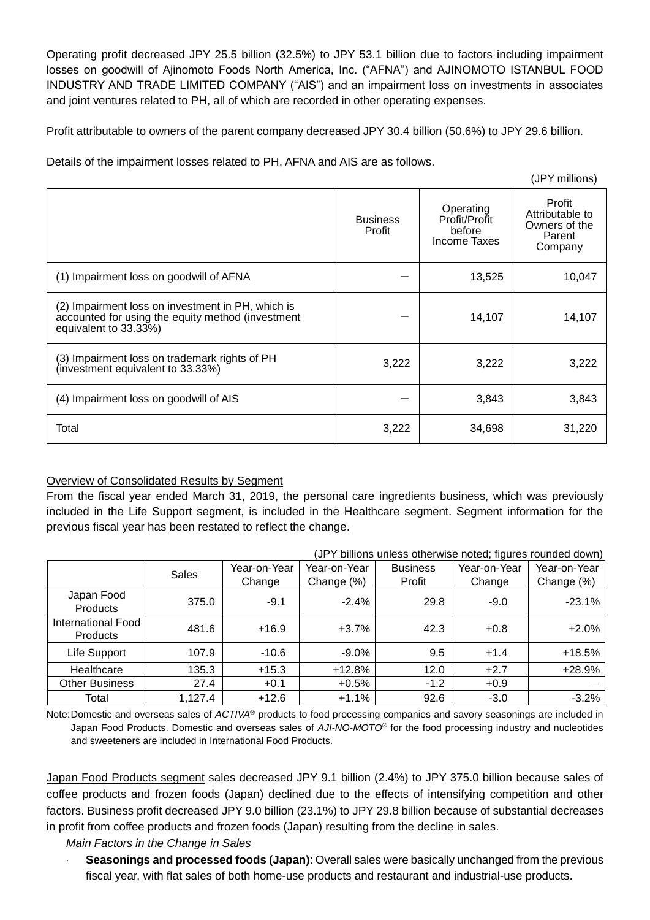Operating profit decreased JPY 25.5 billion (32.5%) to JPY 53.1 billion due to factors including impairment losses on goodwill of Ajinomoto Foods North America, Inc. ("AFNA") and AJINOMOTO ISTANBUL FOOD INDUSTRY AND TRADE LIMITED COMPANY ("AIS") and an impairment loss on investments in associates and joint ventures related to PH, all of which are recorded in other operating expenses.

Profit attributable to owners of the parent company decreased JPY 30.4 billion (50.6%) to JPY 29.6 billion.

Details of the impairment losses related to PH, AFNA and AIS are as follows.

(JPY millions)

| | Business Profit | Operating Profit/Profit before Income Taxes | Profit Attributable to Owners of the Parent Company |
|---|---|---|---|
| (1) Impairment loss on goodwill of AFNA | — | 13,525 | 10,047 |
| (2) Impairment loss on investment in PH, which is accounted for using the equity method (investment equivalent to 33.33%) | — | 14,107 | 14,107 |
| (3) Impairment loss on trademark rights of PH (investment equivalent to 33.33%) | 3,222 | 3,222 | 3,222 |
| (4) Impairment loss on goodwill of AIS | — | 3,843 | 3,843 |
| Total | 3,222 | 34,698 | 31,220 |

Overview of Consolidated Results by Segment

From the fiscal year ended March 31, 2019, the personal care ingredients business, which was previously included in the Life Support segment, is included in the Healthcare segment. Segment information for the previous fiscal year has been restated to reflect the change.

(JPY billions unless otherwise noted; figures rounded down)

| | Sales | Year-on-Year Change | Year-on-Year Change (%) | Business Profit | Year-on-Year Change | Year-on-Year Change (%) |
|---|---|---|---|---|---|---|
| Japan Food Products | 375.0 | -9.1 | -2.4% | 29.8 | -9.0 | -23.1% |
| International Food Products | 481.6 | +16.9 | +3.7% | 42.3 | +0.8 | +2.0% |
| Life Support | 107.9 | -10.6 | -9.0% | 9.5 | +1.4 | +18.5% |
| Healthcare | 135.3 | +15.3 | +12.8% | 12.0 | +2.7 | +28.9% |
| Other Business | 27.4 | +0.1 | +0.5% | -1.2 | +0.9 | — |
| Total | 1,127.4 | +12.6 | +1.1% | 92.6 | -3.0 | -3.2% |

Note: Domestic and overseas sales of *ACTIVA®* products to food processing companies and savory seasonings are included in Japan Food Products. Domestic and overseas sales of *AJI-NO-MOTO®* for the food processing industry and nucleotides and sweeteners are included in International Food Products.

Japan Food Products segment sales decreased JPY 9.1 billion (2.4%) to JPY 375.0 billion because sales of coffee products and frozen foods (Japan) declined due to the effects of intensifying competition and other factors. Business profit decreased JPY 9.0 billion (23.1%) to JPY 29.8 billion because of substantial decreases in profit from coffee products and frozen foods (Japan) resulting from the decline in sales.

*Main Factors in the Change in Sales*

- **Seasonings and processed foods (Japan)**: Overall sales were basically unchanged from the previous fiscal year, with flat sales of both home-use products and restaurant and industrial-use products.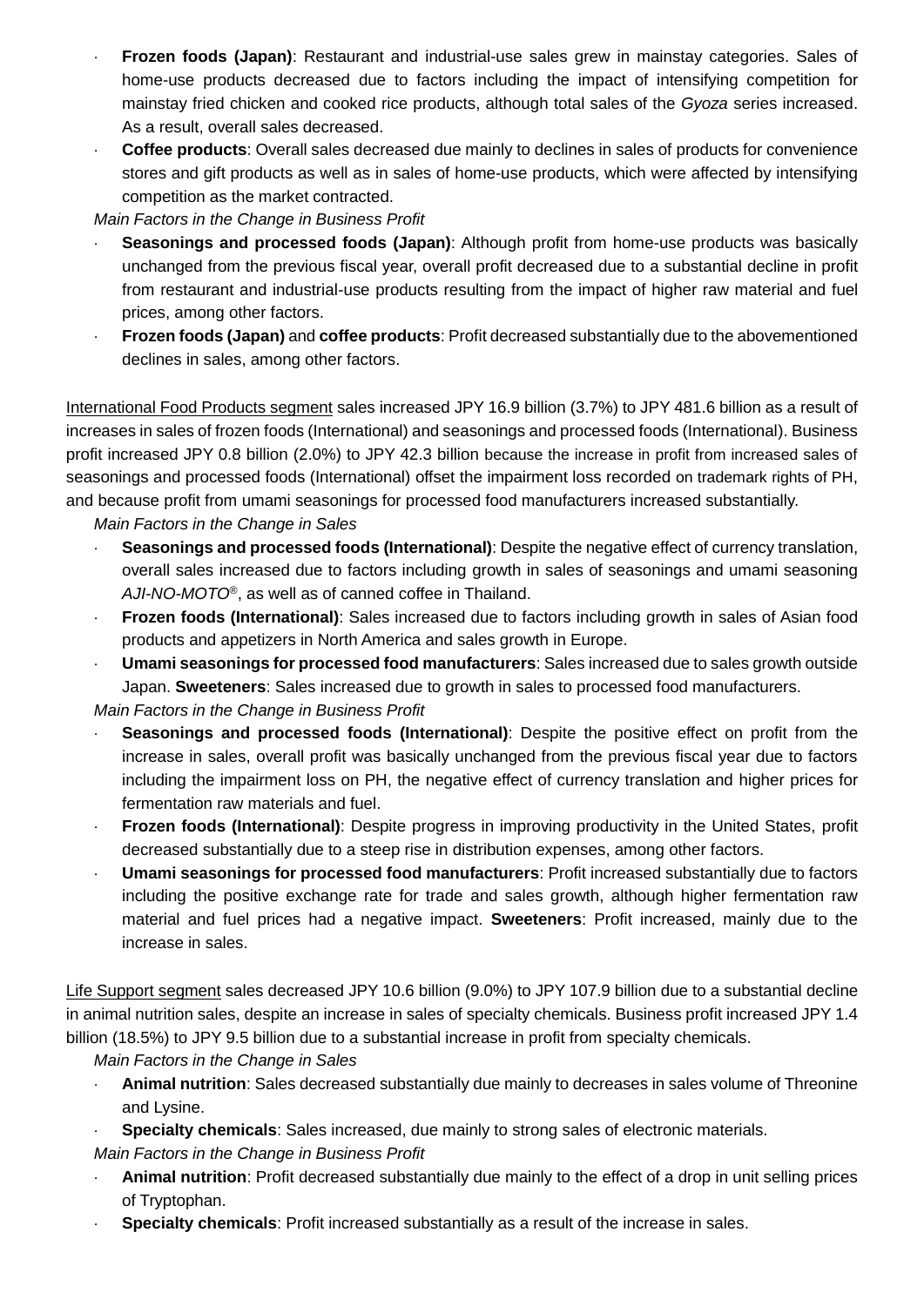- **Frozen foods (Japan)**: Restaurant and industrial-use sales grew in mainstay categories. Sales of home-use products decreased due to factors including the impact of intensifying competition for mainstay fried chicken and cooked rice products, although total sales of the *Gyoza* series increased. As a result, overall sales decreased.
- **Coffee products**: Overall sales decreased due mainly to declines in sales of products for convenience stores and gift products as well as in sales of home-use products, which were affected by intensifying competition as the market contracted.

*Main Factors in the Change in Business Profit*

- **Seasonings and processed foods (Japan)**: Although profit from home-use products was basically unchanged from the previous fiscal year, overall profit decreased due to a substantial decline in profit from restaurant and industrial-use products resulting from the impact of higher raw material and fuel prices, among other factors.
- **Frozen foods (Japan)** and **coffee products**: Profit decreased substantially due to the abovementioned declines in sales, among other factors.

International Food Products segment sales increased JPY 16.9 billion (3.7%) to JPY 481.6 billion as a result of increases in sales of frozen foods (International) and seasonings and processed foods (International). Business profit increased JPY 0.8 billion (2.0%) to JPY 42.3 billion because the increase in profit from increased sales of seasonings and processed foods (International) offset the impairment loss recorded on trademark rights of PH, and because profit from umami seasonings for processed food manufacturers increased substantially.

*Main Factors in the Change in Sales*

- **Seasonings and processed foods (International)**: Despite the negative effect of currency translation, overall sales increased due to factors including growth in sales of seasonings and umami seasoning *AJI-NO-MOTO*®, as well as of canned coffee in Thailand.
- **Frozen foods (International)**: Sales increased due to factors including growth in sales of Asian food products and appetizers in North America and sales growth in Europe.
- **Umami seasonings for processed food manufacturers**: Sales increased due to sales growth outside Japan. **Sweeteners**: Sales increased due to growth in sales to processed food manufacturers.

*Main Factors in the Change in Business Profit*

- **Seasonings and processed foods (International)**: Despite the positive effect on profit from the increase in sales, overall profit was basically unchanged from the previous fiscal year due to factors including the impairment loss on PH, the negative effect of currency translation and higher prices for fermentation raw materials and fuel.
- **Frozen foods (International)**: Despite progress in improving productivity in the United States, profit decreased substantially due to a steep rise in distribution expenses, among other factors.
- **Umami seasonings for processed food manufacturers**: Profit increased substantially due to factors including the positive exchange rate for trade and sales growth, although higher fermentation raw material and fuel prices had a negative impact. **Sweeteners**: Profit increased, mainly due to the increase in sales.

Life Support segment sales decreased JPY 10.6 billion (9.0%) to JPY 107.9 billion due to a substantial decline in animal nutrition sales, despite an increase in sales of specialty chemicals. Business profit increased JPY 1.4 billion (18.5%) to JPY 9.5 billion due to a substantial increase in profit from specialty chemicals.

*Main Factors in the Change in Sales*

- **Animal nutrition**: Sales decreased substantially due mainly to decreases in sales volume of Threonine and Lysine.
- **Specialty chemicals**: Sales increased, due mainly to strong sales of electronic materials.

*Main Factors in the Change in Business Profit*

- **Animal nutrition**: Profit decreased substantially due mainly to the effect of a drop in unit selling prices of Tryptophan.
- **Specialty chemicals**: Profit increased substantially as a result of the increase in sales.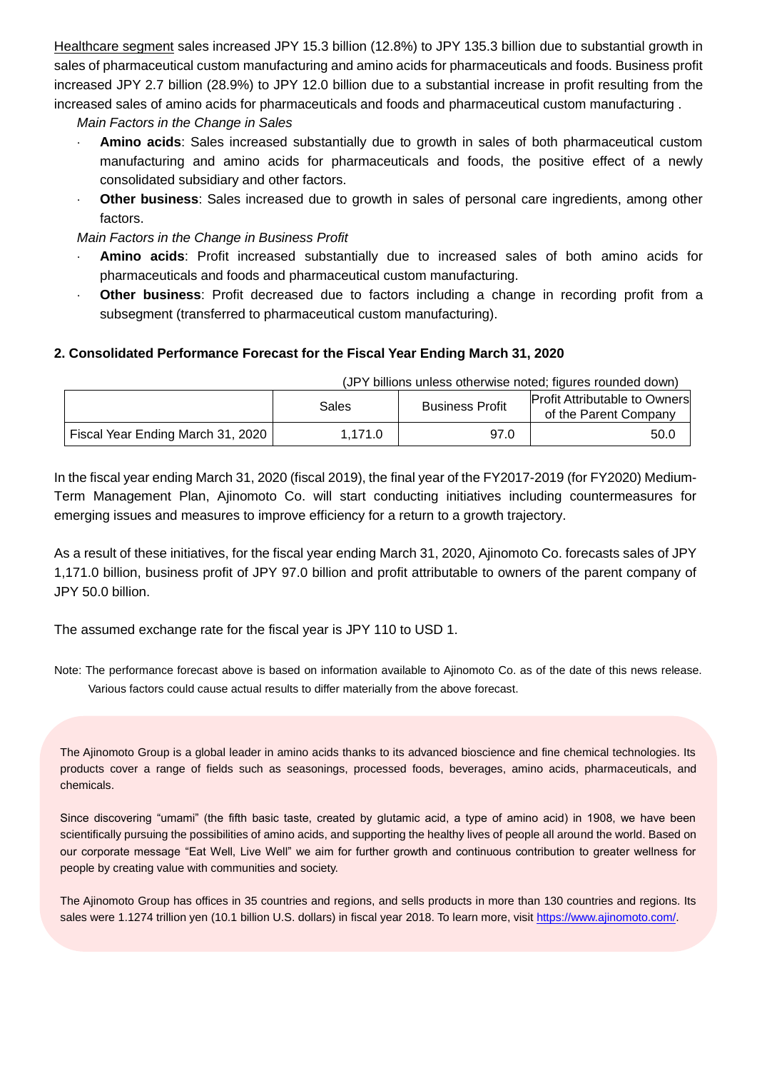Healthcare segment sales increased JPY 15.3 billion (12.8%) to JPY 135.3 billion due to substantial growth in sales of pharmaceutical custom manufacturing and amino acids for pharmaceuticals and foods. Business profit increased JPY 2.7 billion (28.9%) to JPY 12.0 billion due to a substantial increase in profit resulting from the increased sales of amino acids for pharmaceuticals and foods and pharmaceutical custom manufacturing .

*Main Factors in the Change in Sales*

- **Amino acids**: Sales increased substantially due to growth in sales of both pharmaceutical custom manufacturing and amino acids for pharmaceuticals and foods, the positive effect of a newly consolidated subsidiary and other factors.
- **Other business**: Sales increased due to growth in sales of personal care ingredients, among other factors.

*Main Factors in the Change in Business Profit*

- **Amino acids**: Profit increased substantially due to increased sales of both amino acids for pharmaceuticals and foods and pharmaceutical custom manufacturing.
- **Other business**: Profit decreased due to factors including a change in recording profit from a subsegment (transferred to pharmaceutical custom manufacturing).

## 2. Consolidated Performance Forecast for the Fiscal Year Ending March 31, 2020

(JPY billions unless otherwise noted; figures rounded down)

| | Sales | Business Profit | Profit Attributable to Owners of the Parent Company |
|---|---|---|---|
| Fiscal Year Ending March 31, 2020 | 1,171.0 | 97.0 | 50.0 |

In the fiscal year ending March 31, 2020 (fiscal 2019), the final year of the FY2017-2019 (for FY2020) Medium-Term Management Plan, Ajinomoto Co. will start conducting initiatives including countermeasures for emerging issues and measures to improve efficiency for a return to a growth trajectory.

As a result of these initiatives, for the fiscal year ending March 31, 2020, Ajinomoto Co. forecasts sales of JPY 1,171.0 billion, business profit of JPY 97.0 billion and profit attributable to owners of the parent company of JPY 50.0 billion.

The assumed exchange rate for the fiscal year is JPY 110 to USD 1.

Note: The performance forecast above is based on information available to Ajinomoto Co. as of the date of this news release. Various factors could cause actual results to differ materially from the above forecast.

The Ajinomoto Group is a global leader in amino acids thanks to its advanced bioscience and fine chemical technologies. Its products cover a range of fields such as seasonings, processed foods, beverages, amino acids, pharmaceuticals, and chemicals.

Since discovering "umami" (the fifth basic taste, created by glutamic acid, a type of amino acid) in 1908, we have been scientifically pursuing the possibilities of amino acids, and supporting the healthy lives of people all around the world. Based on our corporate message "Eat Well, Live Well" we aim for further growth and continuous contribution to greater wellness for people by creating value with communities and society.

The Ajinomoto Group has offices in 35 countries and regions, and sells products in more than 130 countries and regions. Its sales were 1.1274 trillion yen (10.1 billion U.S. dollars) in fiscal year 2018. To learn more, visit https://www.ajinomoto.com/.